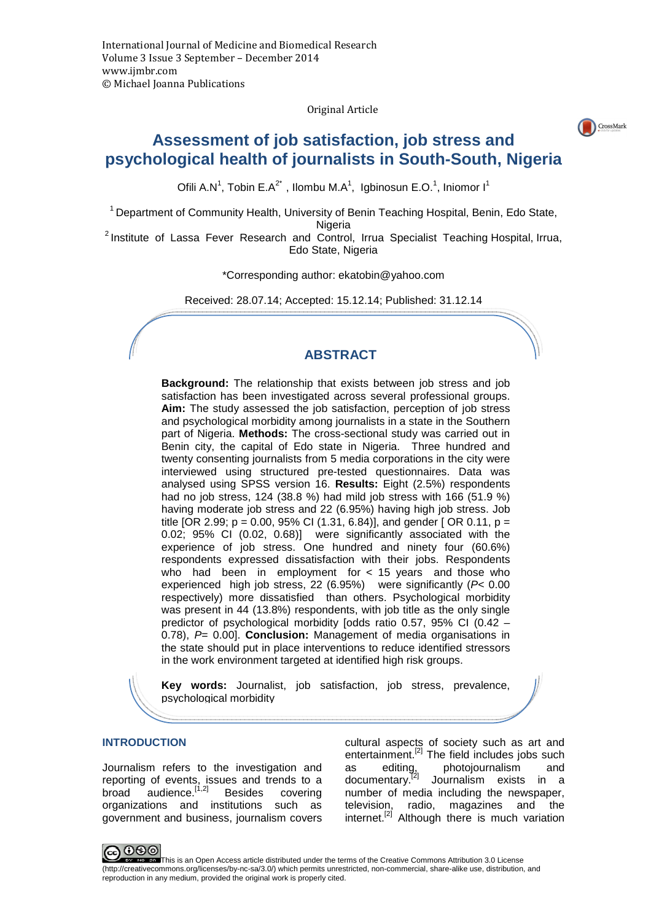International Journal of Medicine and Biomedical Research
Volume 3 Issue 3 September – December 2014
www.ijmbr.com
© Michael Joanna Publications

Original Article

# Assessment of job satisfaction, job stress and psychological health of journalists in South-South, Nigeria

Ofili A.N[1], Tobin E.A[2*], Ilombu M.A[1], Igbinosun E.O.[1], Iniomor I[1]

[1] Department of Community Health, University of Benin Teaching Hospital, Benin, Edo State, Nigeria
[2] Institute of Lassa Fever Research and Control, Irrua Specialist Teaching Hospital, Irrua, Edo State, Nigeria

*Corresponding author: ekatobin@yahoo.com

Received: 28.07.14; Accepted: 15.12.14; Published: 31.12.14

## ABSTRACT

**Background:** The relationship that exists between job stress and job satisfaction has been investigated across several professional groups. **Aim:** The study assessed the job satisfaction, perception of job stress and psychological morbidity among journalists in a state in the Southern part of Nigeria. **Methods:** The cross-sectional study was carried out in Benin city, the capital of Edo state in Nigeria. Three hundred and twenty consenting journalists from 5 media corporations in the city were interviewed using structured pre-tested questionnaires. Data was analysed using SPSS version 16. **Results:** Eight (2.5%) respondents had no job stress, 124 (38.8 %) had mild job stress with 166 (51.9 %) having moderate job stress and 22 (6.95%) having high job stress. Job title [OR 2.99; p = 0.00, 95% CI (1.31, 6.84)], and gender [ OR 0.11, p = 0.02; 95% CI (0.02, 0.68)] were significantly associated with the experience of job stress. One hundred and ninety four (60.6%) respondents expressed dissatisfaction with their jobs. Respondents who had been in employment for < 15 years and those who experienced high job stress, 22 (6.95%) were significantly (*P*< 0.00 respectively) more dissatisfied than others. Psychological morbidity was present in 44 (13.8%) respondents, with job title as the only single predictor of psychological morbidity [odds ratio 0.57, 95% CI (0.42 – 0.78), *P*= 0.00]. **Conclusion:** Management of media organisations in the state should put in place interventions to reduce identified stressors in the work environment targeted at identified high risk groups.

**Key words:** Journalist, job satisfaction, job stress, prevalence, psychological morbidity

## INTRODUCTION

Journalism refers to the investigation and reporting of events, issues and trends to a broad audience.[1,2] Besides covering organizations and institutions such as government and business, journalism covers cultural aspects of society such as art and entertainment.[2] The field includes jobs such as editing, photojournalism and documentary.[2] Journalism exists in a number of media including the newspaper, television, radio, magazines and the internet.[2] Although there is much variation

This is an Open Access article distributed under the terms of the Creative Commons Attribution 3.0 License (http://creativecommons.org/licenses/by-nc-sa/3.0/) which permits unrestricted, non-commercial, share-alike use, distribution, and reproduction in any medium, provided the original work is properly cited.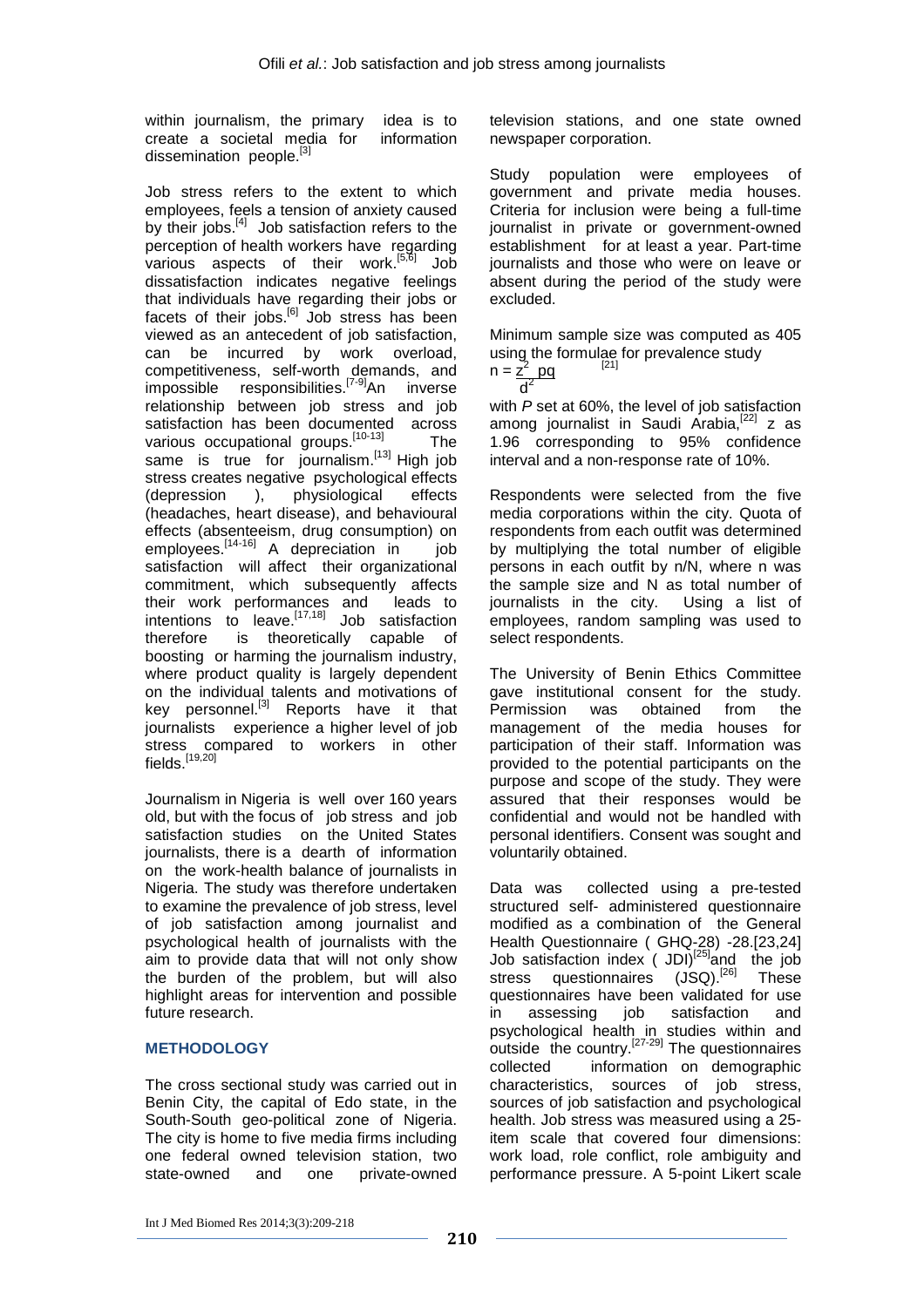within journalism, the primary idea is to create a societal media for information dissemination people.[3]

Job stress refers to the extent to which employees, feels a tension of anxiety caused by their jobs.[4] Job satisfaction refers to the perception of health workers have regarding various aspects of their work.[5,6] Job dissatisfaction indicates negative feelings that individuals have regarding their jobs or facets of their jobs.[6] Job stress has been viewed as an antecedent of job satisfaction, can be incurred by work overload, competitiveness, self-worth demands, and impossible responsibilities.[7-9]An inverse relationship between job stress and job satisfaction has been documented across various occupational groups.[10-13] The same is true for journalism.[13] High job stress creates negative psychological effects (depression ), physiological effects (headaches, heart disease), and behavioural effects (absenteeism, drug consumption) on employees.[14-16] A depreciation in job satisfaction will affect their organizational commitment, which subsequently affects their work performances and leads to intentions to leave.[17,18] Job satisfaction therefore is theoretically capable of boosting or harming the journalism industry, where product quality is largely dependent on the individual talents and motivations of key personnel.[3] Reports have it that journalists experience a higher level of job stress compared to workers in other fields.[19,20]

Journalism in Nigeria is well over 160 years old, but with the focus of job stress and job satisfaction studies on the United States journalists, there is a dearth of information on the work-health balance of journalists in Nigeria. The study was therefore undertaken to examine the prevalence of job stress, level of job satisfaction among journalist and psychological health of journalists with the aim to provide data that will not only show the burden of the problem, but will also highlight areas for intervention and possible future research.

## METHODOLOGY

The cross sectional study was carried out in Benin City, the capital of Edo state, in the South-South geo-political zone of Nigeria. The city is home to five media firms including one federal owned television station, two state-owned and one private-owned television stations, and one state owned newspaper corporation.

Study population were employees of government and private media houses. Criteria for inclusion were being a full-time journalist in private or government-owned establishment for at least a year. Part-time journalists and those who were on leave or absent during the period of the study were excluded.

Minimum sample size was computed as 405 using the formulae for prevalence study[21]

$$n = \frac{z^2 pq}{d^2}$$

with *P* set at 60%, the level of job satisfaction among journalist in Saudi Arabia,[22] z as 1.96 corresponding to 95% confidence interval and a non-response rate of 10%.

Respondents were selected from the five media corporations within the city. Quota of respondents from each outfit was determined by multiplying the total number of eligible persons in each outfit by n/N, where n was the sample size and N as total number of journalists in the city. Using a list of employees, random sampling was used to select respondents.

The University of Benin Ethics Committee gave institutional consent for the study. Permission was obtained from the management of the media houses for participation of their staff. Information was provided to the potential participants on the purpose and scope of the study. They were assured that their responses would be confidential and would not be handled with personal identifiers. Consent was sought and voluntarily obtained.

Data was collected using a pre-tested structured self- administered questionnaire modified as a combination of the General Health Questionnaire ( GHQ-28) -28.[23,24] Job satisfaction index ( JDI)[25]and the job stress questionnaires (JSQ).[26] These questionnaires have been validated for use in assessing job satisfaction and psychological health in studies within and outside the country.[27-29] The questionnaires collected information on demographic characteristics, sources of job stress, sources of job satisfaction and psychological health. Job stress was measured using a 25-item scale that covered four dimensions: work load, role conflict, role ambiguity and performance pressure. A 5-point Likert scale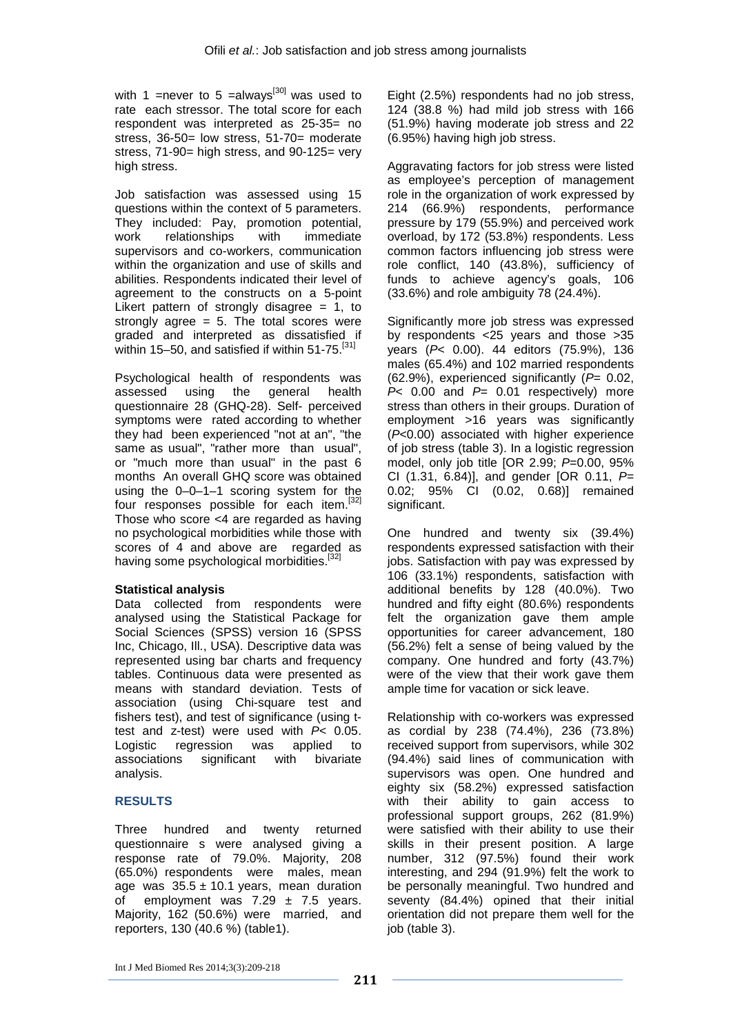with 1 =never to 5 =always[30] was used to rate each stressor. The total score for each respondent was interpreted as 25-35= no stress, 36-50= low stress, 51-70= moderate stress, 71-90= high stress, and 90-125= very high stress.

Job satisfaction was assessed using 15 questions within the context of 5 parameters. They included: Pay, promotion potential, work relationships with immediate supervisors and co-workers, communication within the organization and use of skills and abilities. Respondents indicated their level of agreement to the constructs on a 5-point Likert pattern of strongly disagree = 1, to strongly agree = 5. The total scores were graded and interpreted as dissatisfied if within 15–50, and satisfied if within 51-75.[31]

Psychological health of respondents was assessed using the general health questionnaire 28 (GHQ-28). Self- perceived symptoms were rated according to whether they had been experienced "not at an", "the same as usual", "rather more than usual", or "much more than usual" in the past 6 months An overall GHQ score was obtained using the 0–0–1–1 scoring system for the four responses possible for each item.[32] Those who score <4 are regarded as having no psychological morbidities while those with scores of 4 and above are regarded as having some psychological morbidities.[32]

**Statistical analysis**

Data collected from respondents were analysed using the Statistical Package for Social Sciences (SPSS) version 16 (SPSS Inc, Chicago, Ill., USA). Descriptive data was represented using bar charts and frequency tables. Continuous data were presented as means with standard deviation. Tests of association (using Chi-square test and fishers test), and test of significance (using t-test and z-test) were used with *P*< 0.05. Logistic regression was applied to associations significant with bivariate analysis.

## RESULTS

Three hundred and twenty returned questionnaire s were analysed giving a response rate of 79.0%. Majority, 208 (65.0%) respondents were males, mean age was 35.5 ± 10.1 years, mean duration of employment was 7.29 ± 7.5 years. Majority, 162 (50.6%) were married, and reporters, 130 (40.6 %) (table1).

Eight (2.5%) respondents had no job stress, 124 (38.8 %) had mild job stress with 166 (51.9%) having moderate job stress and 22 (6.95%) having high job stress.

Aggravating factors for job stress were listed as employee's perception of management role in the organization of work expressed by 214 (66.9%) respondents, performance pressure by 179 (55.9%) and perceived work overload, by 172 (53.8%) respondents. Less common factors influencing job stress were role conflict, 140 (43.8%), sufficiency of funds to achieve agency's goals, 106 (33.6%) and role ambiguity 78 (24.4%).

Significantly more job stress was expressed by respondents <25 years and those >35 years (*P*< 0.00). 44 editors (75.9%), 136 males (65.4%) and 102 married respondents (62.9%), experienced significantly (*P*= 0.02, *P*< 0.00 and *P*= 0.01 respectively) more stress than others in their groups. Duration of employment >16 years was significantly (*P*<0.00) associated with higher experience of job stress (table 3). In a logistic regression model, only job title [OR 2.99; *P*=0.00, 95% CI (1.31, 6.84)], and gender [OR 0.11, *P*= 0.02; 95% CI (0.02, 0.68)] remained significant.

One hundred and twenty six (39.4%) respondents expressed satisfaction with their jobs. Satisfaction with pay was expressed by 106 (33.1%) respondents, satisfaction with additional benefits by 128 (40.0%). Two hundred and fifty eight (80.6%) respondents felt the organization gave them ample opportunities for career advancement, 180 (56.2%) felt a sense of being valued by the company. One hundred and forty (43.7%) were of the view that their work gave them ample time for vacation or sick leave.

Relationship with co-workers was expressed as cordial by 238 (74.4%), 236 (73.8%) received support from supervisors, while 302 (94.4%) said lines of communication with supervisors was open. One hundred and eighty six (58.2%) expressed satisfaction with their ability to gain access to professional support groups, 262 (81.9%) were satisfied with their ability to use their skills in their present position. A large number, 312 (97.5%) found their work interesting, and 294 (91.9%) felt the work to be personally meaningful. Two hundred and seventy (84.4%) opined that their initial orientation did not prepare them well for the job (table 3).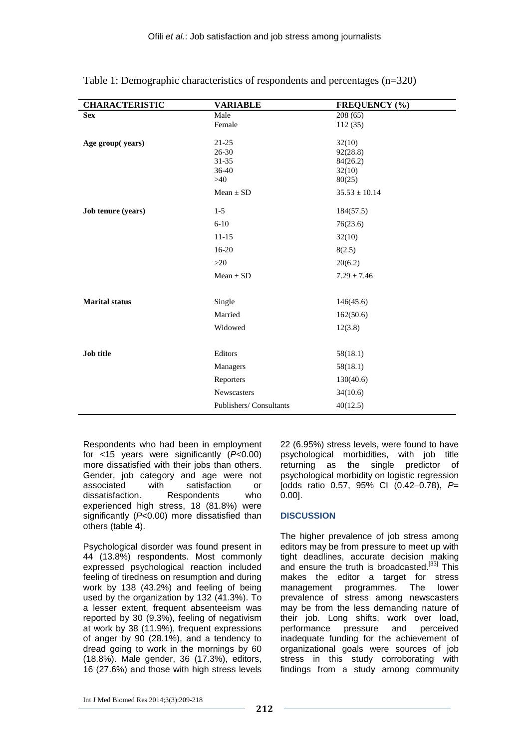Table 1: Demographic characteristics of respondents and percentages (n=320)

| CHARACTERISTIC | VARIABLE | FREQUENCY (%) |
|---|---|---|
| **Sex** | Male | 208 (65) |
| | Female | 112 (35) |
| **Age group( years)** | 21-25 | 32(10) |
| | 26-30 | 92(28.8) |
| | 31-35 | 84(26.2) |
| | 36-40 | 32(10) |
| | >40 | 80(25) |
| | Mean ± SD | 35.53 ± 10.14 |
| **Job tenure (years)** | 1-5 | 184(57.5) |
| | 6-10 | 76(23.6) |
| | 11-15 | 32(10) |
| | 16-20 | 8(2.5) |
| | >20 | 20(6.2) |
| | Mean ± SD | 7.29 ± 7.46 |
| **Marital status** | Single | 146(45.6) |
| | Married | 162(50.6) |
| | Widowed | 12(3.8) |
| **Job title** | Editors | 58(18.1) |
| | Managers | 58(18.1) |
| | Reporters | 130(40.6) |
| | Newscasters | 34(10.6) |
| | Publishers/ Consultants | 40(12.5) |

Respondents who had been in employment for <15 years were significantly (*P*<0.00) more dissatisfied with their jobs than others. Gender, job category and age were not associated with satisfaction or dissatisfaction. Respondents who experienced high stress, 18 (81.8%) were significantly (*P*<0.00) more dissatisfied than others (table 4).

Psychological disorder was found present in 44 (13.8%) respondents. Most commonly expressed psychological reaction included feeling of tiredness on resumption and during work by 138 (43.2%) and feeling of being used by the organization by 132 (41.3%). To a lesser extent, frequent absenteeism was reported by 30 (9.3%), feeling of negativism at work by 38 (11.9%), frequent expressions of anger by 90 (28.1%), and a tendency to dread going to work in the mornings by 60 (18.8%). Male gender, 36 (17.3%), editors, 16 (27.6%) and those with high stress levels 22 (6.95%) stress levels, were found to have psychological morbidities, with job title returning as the single predictor of psychological morbidity on logistic regression [odds ratio 0.57, 95% CI (0.42–0.78), *P*= 0.00].

## DISCUSSION

The higher prevalence of job stress among editors may be from pressure to meet up with tight deadlines, accurate decision making and ensure the truth is broadcasted.[33] This makes the editor a target for stress management programmes. The lower prevalence of stress among newscasters may be from the less demanding nature of their job. Long shifts, work over load, performance pressure and perceived inadequate funding for the achievement of organizational goals were sources of job stress in this study corroborating with findings from a study among community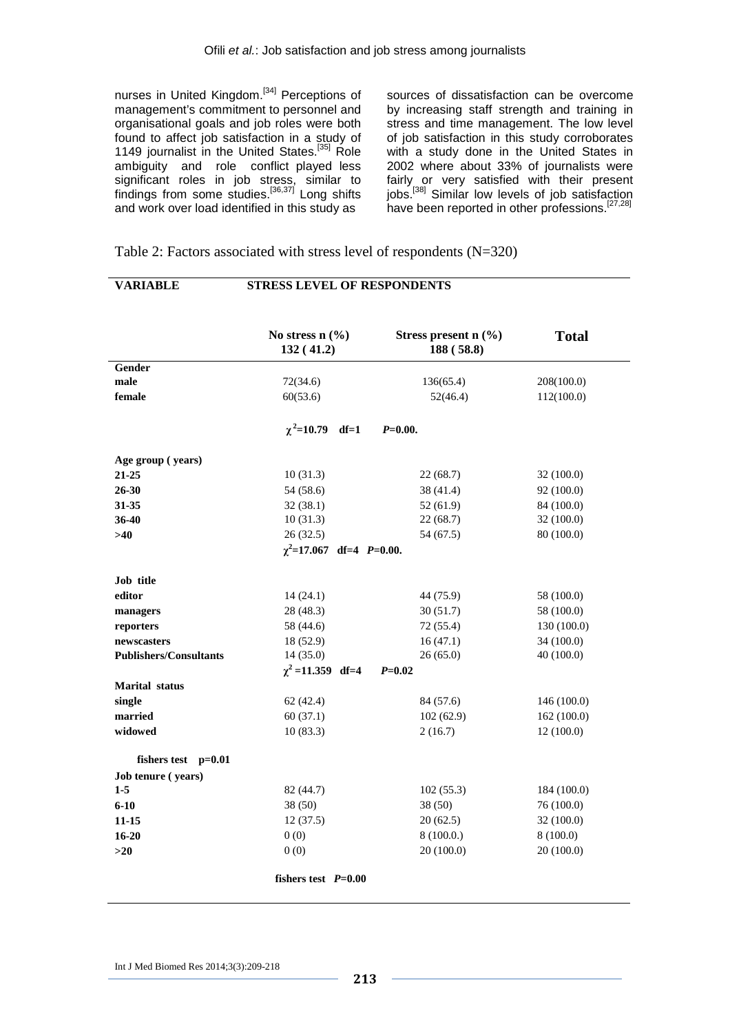nurses in United Kingdom.[34] Perceptions of management's commitment to personnel and organisational goals and job roles were both found to affect job satisfaction in a study of 1149 journalist in the United States.[35] Role ambiguity and role conflict played less significant roles in job stress, similar to findings from some studies.[36,37] Long shifts and work over load identified in this study as sources of dissatisfaction can be overcome by increasing staff strength and training in stress and time management. The low level of job satisfaction in this study corroborates with a study done in the United States in 2002 where about 33% of journalists were fairly or very satisfied with their present jobs.[38] Similar low levels of job satisfaction have been reported in other professions.[27,28]

Table 2: Factors associated with stress level of respondents (N=320)

| VARIABLE | STRESS LEVEL OF RESPONDENTS | | |
|---|---|---|---|
| | **No stress n (%) 132 ( 41.2)** | **Stress present n (%) 188 ( 58.8)** | **Total** |
| **Gender** | | | |
| **male** | 72(34.6) | 136(65.4) | 208(100.0) |
| **female** | 60(53.6) | 52(46.4) | 112(100.0) |
| | $\chi^2$=10.79 df=1 $P$=0.00. | | |
| **Age group ( years)** | | | |
| **21-25** | 10 (31.3) | 22 (68.7) | 32 (100.0) |
| **26-30** | 54 (58.6) | 38 (41.4) | 92 (100.0) |
| **31-35** | 32 (38.1) | 52 (61.9) | 84 (100.0) |
| **36-40** | 10 (31.3) | 22 (68.7) | 32 (100.0) |
| **>40** | 26 (32.5) | 54 (67.5) | 80 (100.0) |
| | $\chi^2$=17.067 df=4 $P$=0.00. | | |
| **Job title** | | | |
| **editor** | 14 (24.1) | 44 (75.9) | 58 (100.0) |
| **managers** | 28 (48.3) | 30 (51.7) | 58 (100.0) |
| **reporters** | 58 (44.6) | 72 (55.4) | 130 (100.0) |
| **newscasters** | 18 (52.9) | 16 (47.1) | 34 (100.0) |
| **Publishers/Consultants** | 14 (35.0) | 26 (65.0) | 40 (100.0) |
| | $\chi^2$ =11.359 df=4 $P$=0.02 | | |
| **Marital status** | | | |
| **single** | 62 (42.4) | 84 (57.6) | 146 (100.0) |
| **married** | 60 (37.1) | 102 (62.9) | 162 (100.0) |
| **widowed** | 10 (83.3) | 2 (16.7) | 12 (100.0) |
| **fishers test p=0.01** | | | |
| **Job tenure ( years)** | | | |
| **1-5** | 82 (44.7) | 102 (55.3) | 184 (100.0) |
| **6-10** | 38 (50) | 38 (50) | 76 (100.0) |
| **11-15** | 12 (37.5) | 20 (62.5) | 32 (100.0) |
| **16-20** | 0 (0) | 8 (100.0.) | 8 (100.0) |
| **>20** | 0 (0) | 20 (100.0) | 20 (100.0) |
| | **fishers test $P$=0.00** | | |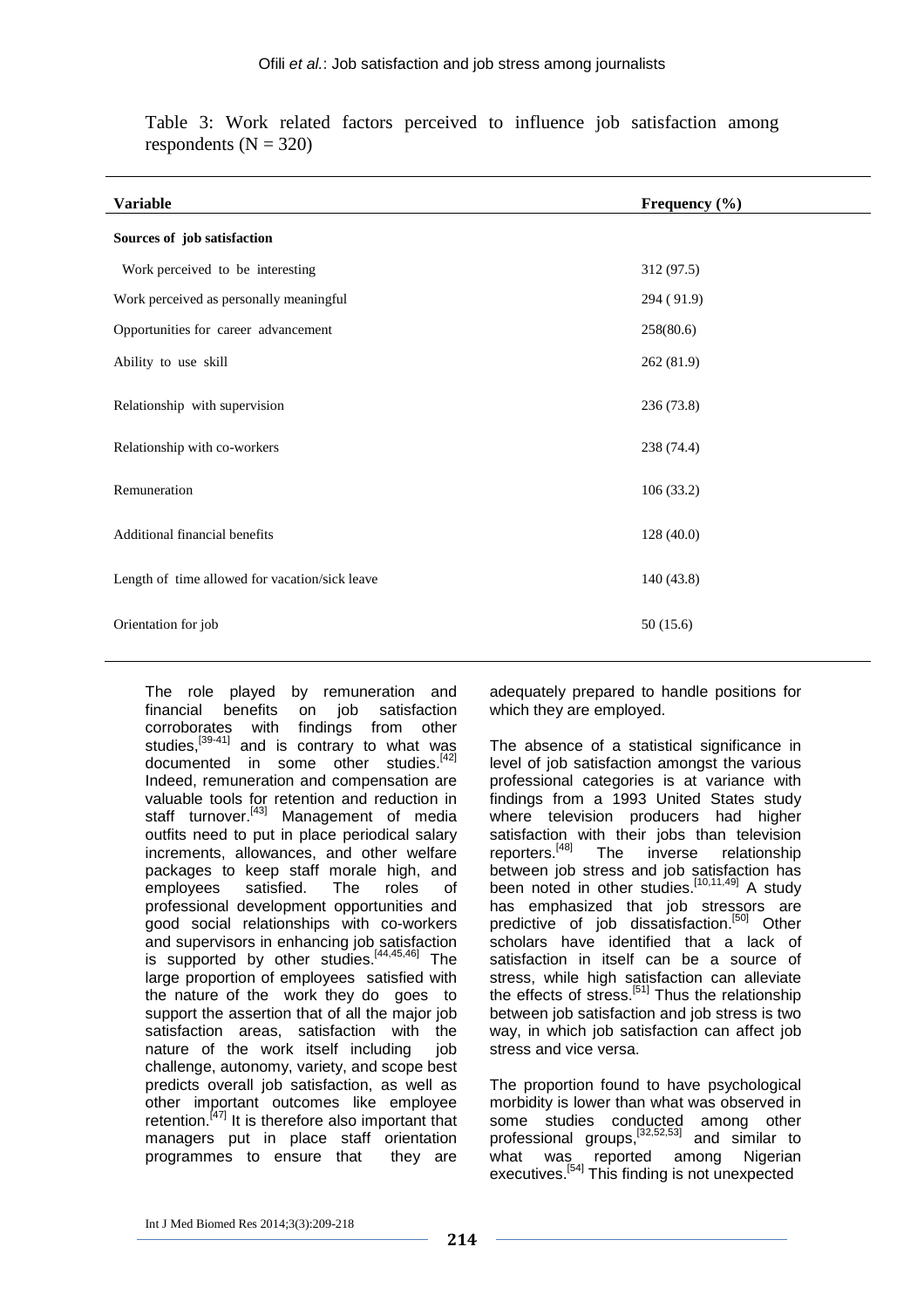Table 3: Work related factors perceived to influence job satisfaction among respondents (N = 320)

| Variable | Frequency (%) |
|---|---|
| **Sources of job satisfaction** | |
| Work perceived to be interesting | 312 (97.5) |
| Work perceived as personally meaningful | 294 ( 91.9) |
| Opportunities for career advancement | 258(80.6) |
| Ability to use skill | 262 (81.9) |
| Relationship with supervision | 236 (73.8) |
| Relationship with co-workers | 238 (74.4) |
| Remuneration | 106 (33.2) |
| Additional financial benefits | 128 (40.0) |
| Length of time allowed for vacation/sick leave | 140 (43.8) |
| Orientation for job | 50 (15.6) |

The role played by remuneration and financial benefits on job satisfaction corroborates with findings from other studies,[39-41] and is contrary to what was documented in some other studies.[42] Indeed, remuneration and compensation are valuable tools for retention and reduction in staff turnover.[43] Management of media outfits need to put in place periodical salary increments, allowances, and other welfare packages to keep staff morale high, and employees satisfied. The roles of professional development opportunities and good social relationships with co-workers and supervisors in enhancing job satisfaction is supported by other studies.[44,45,46] The large proportion of employees satisfied with the nature of the work they do goes to support the assertion that of all the major job satisfaction areas, satisfaction with the nature of the work itself including job challenge, autonomy, variety, and scope best predicts overall job satisfaction, as well as other important outcomes like employee retention.[47] It is therefore also important that managers put in place staff orientation programmes to ensure that they are adequately prepared to handle positions for which they are employed.

The absence of a statistical significance in level of job satisfaction amongst the various professional categories is at variance with findings from a 1993 United States study where television producers had higher satisfaction with their jobs than television reporters.[48] The inverse relationship between job stress and job satisfaction has been noted in other studies.[10,11,49] A study has emphasized that job stressors are predictive of job dissatisfaction.[50] Other scholars have identified that a lack of satisfaction in itself can be a source of stress, while high satisfaction can alleviate the effects of stress.[51] Thus the relationship between job satisfaction and job stress is two way, in which job satisfaction can affect job stress and vice versa.

The proportion found to have psychological morbidity is lower than what was observed in some studies conducted among other professional groups,[32,52,53] and similar to what was reported among Nigerian executives.[54] This finding is not unexpected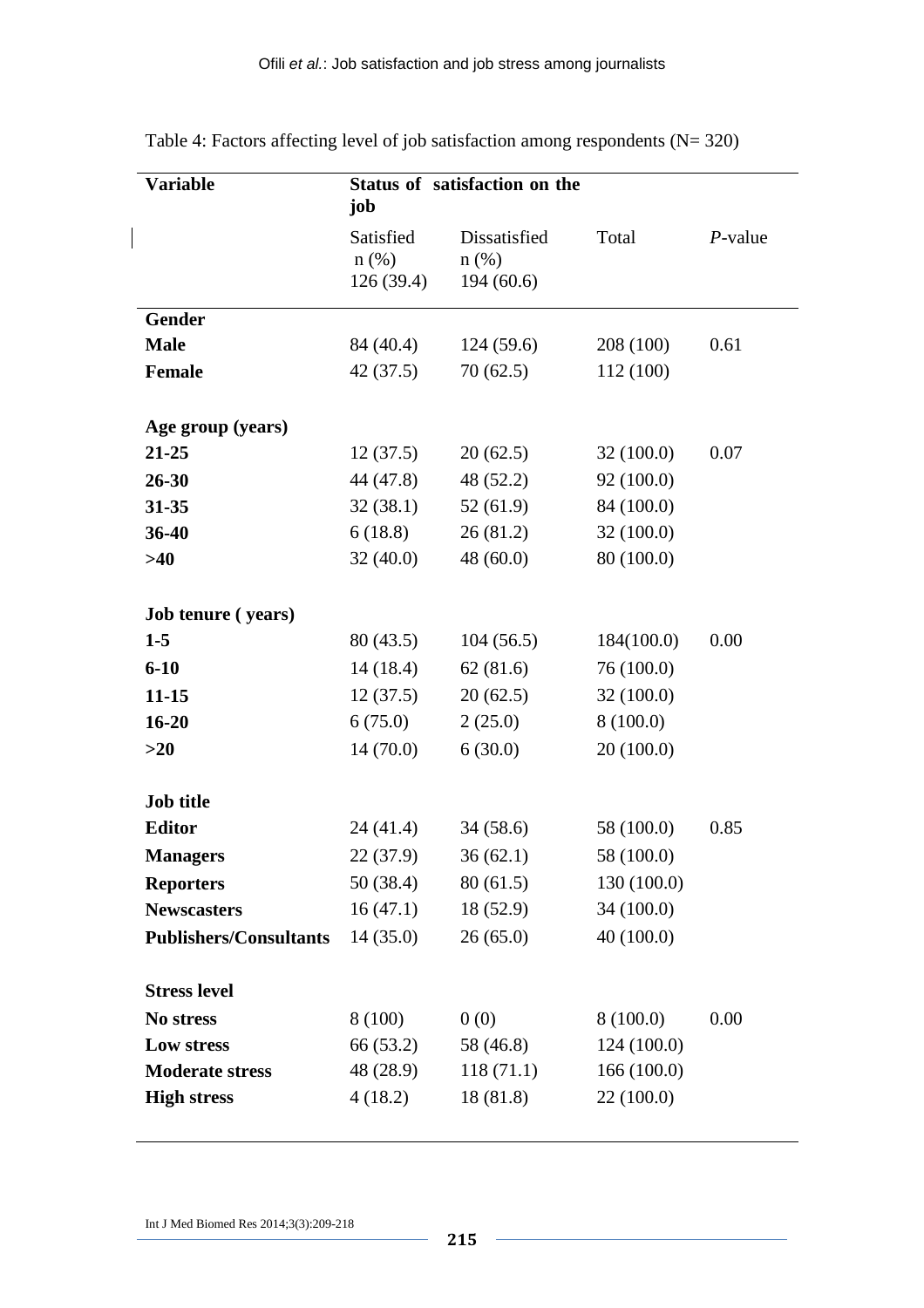Table 4: Factors affecting level of job satisfaction among respondents (N= 320)

| Variable | Status of satisfaction on the job | | | |
|---|---|---|---|---|
| | Satisfied n (%) 126 (39.4) | Dissatisfied n (%) 194 (60.6) | Total | *P*-value |
| **Gender** | | | | |
| **Male** | 84 (40.4) | 124 (59.6) | 208 (100) | 0.61 |
| **Female** | 42 (37.5) | 70 (62.5) | 112 (100) | |
| **Age group (years)** | | | | |
| **21-25** | 12 (37.5) | 20 (62.5) | 32 (100.0) | 0.07 |
| **26-30** | 44 (47.8) | 48 (52.2) | 92 (100.0) | |
| **31-35** | 32 (38.1) | 52 (61.9) | 84 (100.0) | |
| **36-40** | 6 (18.8) | 26 (81.2) | 32 (100.0) | |
| **>40** | 32 (40.0) | 48 (60.0) | 80 (100.0) | |
| **Job tenure ( years)** | | | | |
| **1-5** | 80 (43.5) | 104 (56.5) | 184(100.0) | 0.00 |
| **6-10** | 14 (18.4) | 62 (81.6) | 76 (100.0) | |
| **11-15** | 12 (37.5) | 20 (62.5) | 32 (100.0) | |
| **16-20** | 6 (75.0) | 2 (25.0) | 8 (100.0) | |
| **>20** | 14 (70.0) | 6 (30.0) | 20 (100.0) | |
| **Job title** | | | | |
| **Editor** | 24 (41.4) | 34 (58.6) | 58 (100.0) | 0.85 |
| **Managers** | 22 (37.9) | 36 (62.1) | 58 (100.0) | |
| **Reporters** | 50 (38.4) | 80 (61.5) | 130 (100.0) | |
| **Newscasters** | 16 (47.1) | 18 (52.9) | 34 (100.0) | |
| **Publishers/Consultants** | 14 (35.0) | 26 (65.0) | 40 (100.0) | |
| **Stress level** | | | | |
| **No stress** | 8 (100) | 0 (0) | 8 (100.0) | 0.00 |
| **Low stress** | 66 (53.2) | 58 (46.8) | 124 (100.0) | |
| **Moderate stress** | 48 (28.9) | 118 (71.1) | 166 (100.0) | |
| **High stress** | 4 (18.2) | 18 (81.8) | 22 (100.0) | |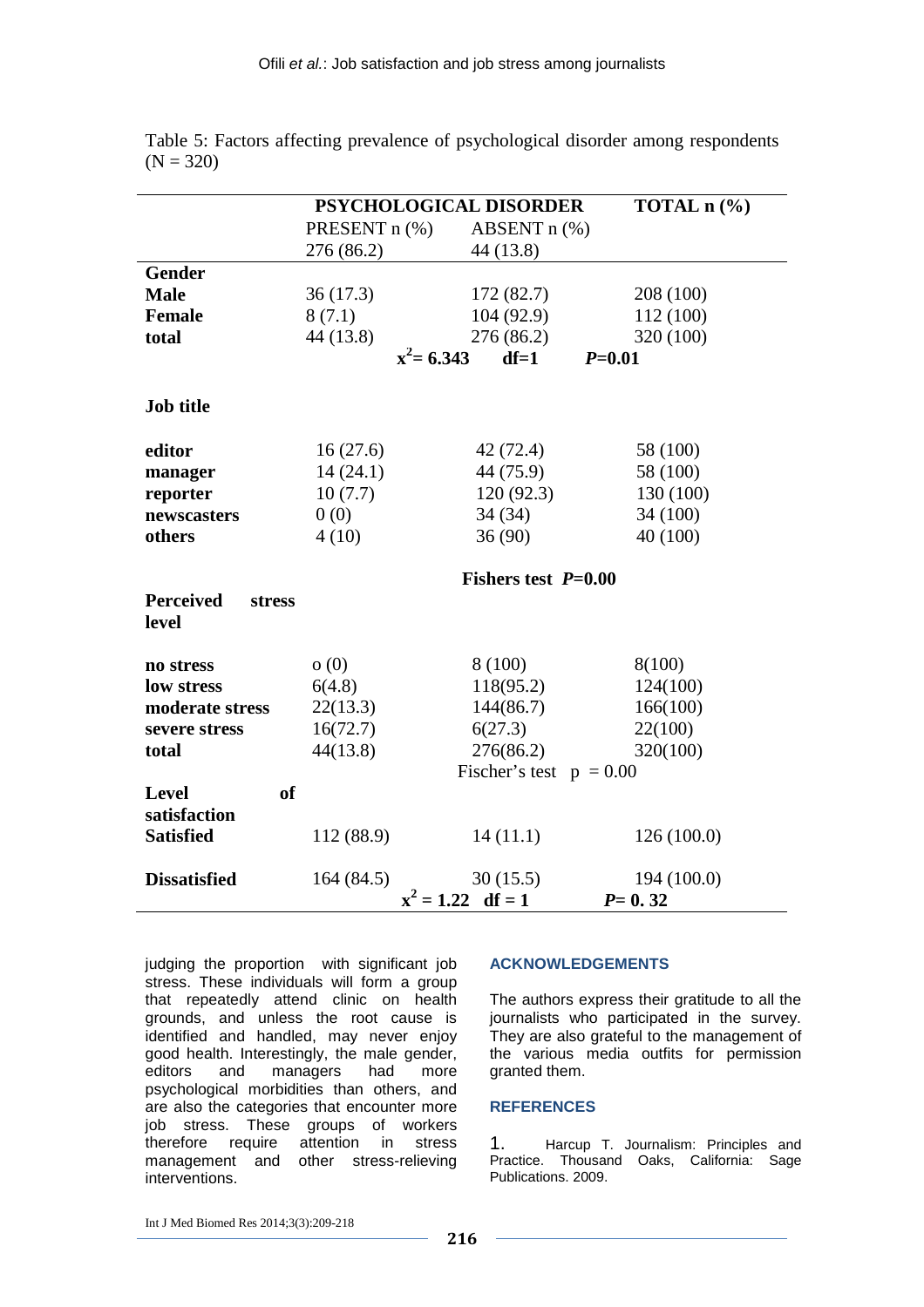Table 5: Factors affecting prevalence of psychological disorder among respondents (N = 320)

| | PSYCHOLOGICAL DISORDER | | TOTAL n (%) |
|---|---|---|---|
| | PRESENT n (%) | ABSENT n (%) | |
| | 276 (86.2) | 44 (13.8) | |
| **Gender** | | | |
| **Male** | 36 (17.3) | 172 (82.7) | 208 (100) |
| **Female** | 8 (7.1) | 104 (92.9) | 112 (100) |
| **total** | 44 (13.8) | 276 (86.2) | 320 (100) |
| | **$x^2$= 6.343** | **df=1** | ***P*=0.01** |
| **Job title** | | | |
| **editor** | 16 (27.6) | 42 (72.4) | 58 (100) |
| **manager** | 14 (24.1) | 44 (75.9) | 58 (100) |
| **reporter** | 10 (7.7) | 120 (92.3) | 130 (100) |
| **newscasters** | 0 (0) | 34 (34) | 34 (100) |
| **others** | 4 (10) | 36 (90) | 40 (100) |
| | | **Fishers test *P*=0.00** | |
| **Perceived stress level** | | | |
| **no stress** | o (0) | 8 (100) | 8(100) |
| **low stress** | 6(4.8) | 118(95.2) | 124(100) |
| **moderate stress** | 22(13.3) | 144(86.7) | 166(100) |
| **severe stress** | 16(72.7) | 6(27.3) | 22(100) |
| **total** | 44(13.8) | 276(86.2) | 320(100) |
| | | Fischer's test p = 0.00 | |
| **Level of satisfaction** | | | |
| **Satisfied** | 112 (88.9) | 14 (11.1) | 126 (100.0) |
| **Dissatisfied** | 164 (84.5) | 30 (15.5) | 194 (100.0) |
| | **$x^2$ = 1.22** | **df = 1** | ***P*= 0. 32** |

judging the proportion with significant job stress. These individuals will form a group that repeatedly attend clinic on health grounds, and unless the root cause is identified and handled, may never enjoy good health. Interestingly, the male gender, editors and managers had more psychological morbidities than others, and are also the categories that encounter more job stress. These groups of workers therefore require attention in stress management and other stress-relieving interventions.

## ACKNOWLEDGEMENTS

The authors express their gratitude to all the journalists who participated in the survey. They are also grateful to the management of the various media outfits for permission granted them.

## REFERENCES

1. Harcup T. Journalism: Principles and Practice. Thousand Oaks, California: Sage Publications. 2009.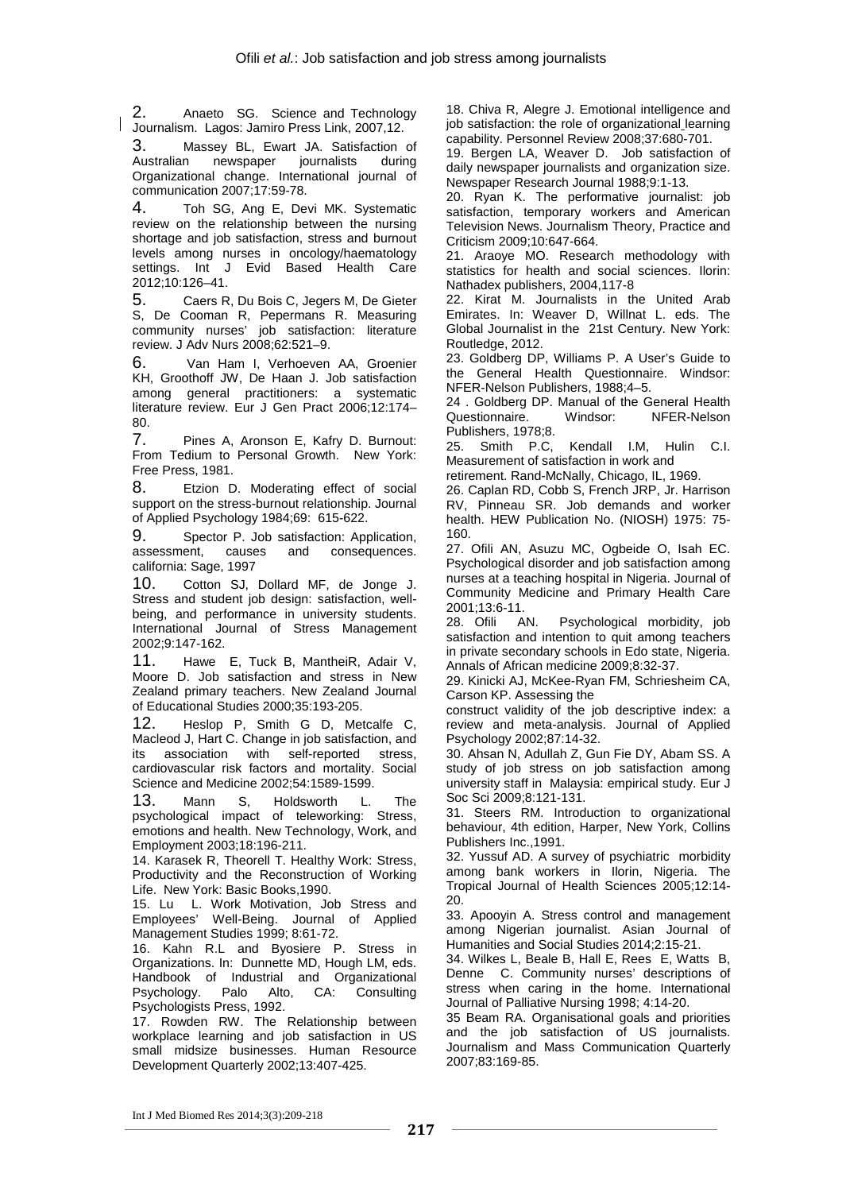2. Anaeto SG. Science and Technology Journalism. Lagos: Jamiro Press Link, 2007,12.

3. Massey BL, Ewart JA. Satisfaction of Australian newspaper journalists during Organizational change. International journal of communication 2007;17:59-78.

4. Toh SG, Ang E, Devi MK. Systematic review on the relationship between the nursing shortage and job satisfaction, stress and burnout levels among nurses in oncology/haematology settings. Int J Evid Based Health Care 2012;10:126–41.

5. Caers R, Du Bois C, Jegers M, De Gieter S, De Cooman R, Pepermans R. Measuring community nurses' job satisfaction: literature review. J Adv Nurs 2008;62:521–9.

6. Van Ham I, Verhoeven AA, Groenier KH, Groothoff JW, De Haan J. Job satisfaction among general practitioners: a systematic literature review. Eur J Gen Pract 2006;12:174–80.

7. Pines A, Aronson E, Kafry D. Burnout: From Tedium to Personal Growth. New York: Free Press, 1981.

8. Etzion D. Moderating effect of social support on the stress-burnout relationship. Journal of Applied Psychology 1984;69: 615-622.

9. Spector P. Job satisfaction: Application, assessment, causes and consequences. california: Sage, 1997

10. Cotton SJ, Dollard MF, de Jonge J. Stress and student job design: satisfaction, well-being, and performance in university students. International Journal of Stress Management 2002;9:147-162.

11. Hawe E, Tuck B, MantheiR, Adair V, Moore D. Job satisfaction and stress in New Zealand primary teachers. New Zealand Journal of Educational Studies 2000;35:193-205.

12. Heslop P, Smith G D, Metcalfe C, Macleod J, Hart C. Change in job satisfaction, and its association with self-reported stress, cardiovascular risk factors and mortality. Social Science and Medicine 2002;54:1589-1599.

13. Mann S, Holdsworth L. The psychological impact of teleworking: Stress, emotions and health. New Technology, Work, and Employment 2003;18:196-211.

14. Karasek R, Theorell T. Healthy Work: Stress, Productivity and the Reconstruction of Working Life. New York: Basic Books,1990.

15. Lu L. Work Motivation, Job Stress and Employees' Well-Being. Journal of Applied Management Studies 1999; 8:61-72.

16. Kahn R.L and Byosiere P. Stress in Organizations. In: Dunnette MD, Hough LM, eds. Handbook of Industrial and Organizational Psychology. Palo Alto, CA: Consulting Psychologists Press, 1992.

17. Rowden RW. The Relationship between workplace learning and job satisfaction in US small midsize businesses. Human Resource Development Quarterly 2002;13:407-425.

18. Chiva R, Alegre J. Emotional intelligence and job satisfaction: the role of organizational learning capability. Personnel Review 2008;37:680-701.

19. Bergen LA, Weaver D. Job satisfaction of daily newspaper journalists and organization size. Newspaper Research Journal 1988;9:1-13.

20. Ryan K. The performative journalist: job satisfaction, temporary workers and American Television News. Journalism Theory, Practice and Criticism 2009;10:647-664.

21. Araoye MO. Research methodology with statistics for health and social sciences. Ilorin: Nathadex publishers, 2004,117-8

22. Kirat M. Journalists in the United Arab Emirates. In: Weaver D, Willnat L. eds. The Global Journalist in the 21st Century. New York: Routledge, 2012.

23. Goldberg DP, Williams P. A User's Guide to the General Health Questionnaire. Windsor: NFER-Nelson Publishers, 1988;4–5.

24 . Goldberg DP. Manual of the General Health Questionnaire. Windsor: NFER-Nelson Publishers, 1978;8.

25. Smith P.C, Kendall I.M, Hulin C.I. Measurement of satisfaction in work and retirement. Rand-McNally, Chicago, IL, 1969.

26. Caplan RD, Cobb S, French JRP, Jr. Harrison RV, Pinneau SR. Job demands and worker health. HEW Publication No. (NIOSH) 1975: 75-160.

27. Ofili AN, Asuzu MC, Ogbeide O, Isah EC. Psychological disorder and job satisfaction among nurses at a teaching hospital in Nigeria. Journal of Community Medicine and Primary Health Care 2001;13:6-11.

28. Ofili AN. Psychological morbidity, job satisfaction and intention to quit among teachers in private secondary schools in Edo state, Nigeria. Annals of African medicine 2009;8:32-37.

29. Kinicki AJ, McKee-Ryan FM, Schriesheim CA, Carson KP. Assessing the construct validity of the job descriptive index: a review and meta-analysis. Journal of Applied Psychology 2002;87:14-32.

30. Ahsan N, Adullah Z, Gun Fie DY, Abam SS. A study of job stress on job satisfaction among university staff in Malaysia: empirical study. Eur J Soc Sci 2009;8:121-131.

31. Steers RM. Introduction to organizational behaviour, 4th edition, Harper, New York, Collins Publishers Inc.,1991.

32. Yussuf AD. A survey of psychiatric morbidity among bank workers in Ilorin, Nigeria. The Tropical Journal of Health Sciences 2005;12:14-20.

33. Apooyin A. Stress control and management among Nigerian journalist. Asian Journal of Humanities and Social Studies 2014;2:15-21.

34. Wilkes L, Beale B, Hall E, Rees E, Watts B, Denne C. Community nurses' descriptions of stress when caring in the home. International Journal of Palliative Nursing 1998; 4:14-20.

35 Beam RA. Organisational goals and priorities and the job satisfaction of US journalists. Journalism and Mass Communication Quarterly 2007;83:169-85.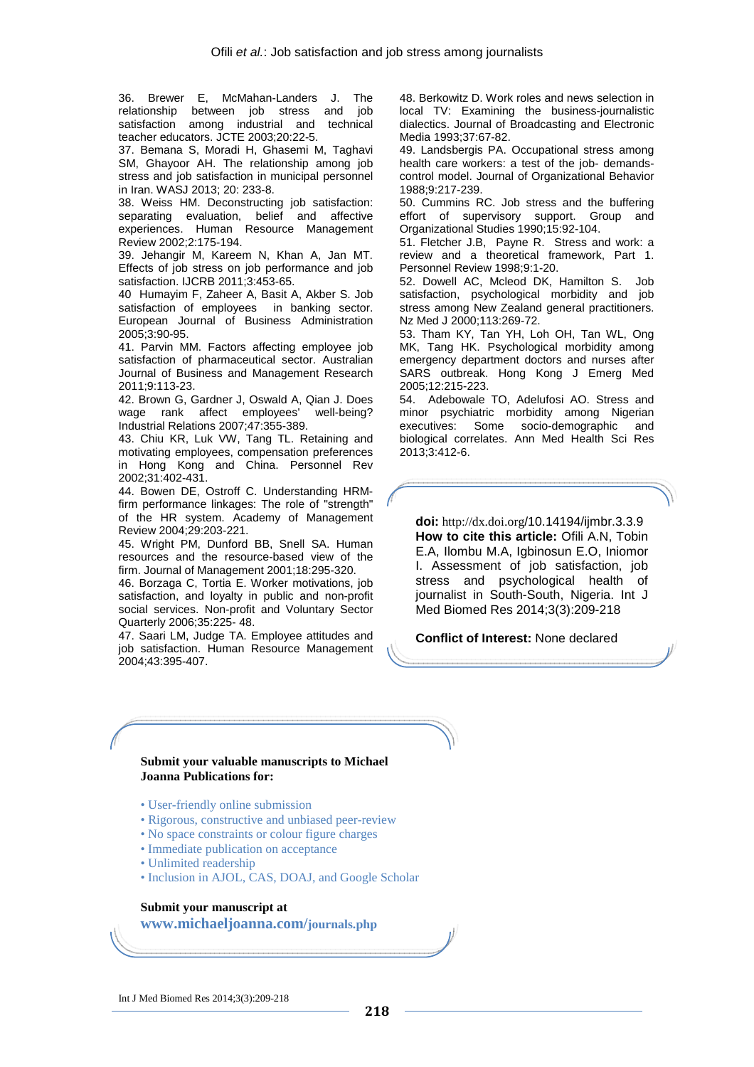36. Brewer E, McMahan-Landers J. The relationship between job stress and job satisfaction among industrial and technical teacher educators. JCTE 2003;20:22-5.

37. Bemana S, Moradi H, Ghasemi M, Taghavi SM, Ghayoor AH. The relationship among job stress and job satisfaction in municipal personnel in Iran. WASJ 2013; 20: 233-8.

38. Weiss HM. Deconstructing job satisfaction: separating evaluation, belief and affective experiences. Human Resource Management Review 2002;2:175-194.

39. Jehangir M, Kareem N, Khan A, Jan MT. Effects of job stress on job performance and job satisfaction. IJCRB 2011;3:453-65.

40 Humayim F, Zaheer A, Basit A, Akber S. Job satisfaction of employees in banking sector. European Journal of Business Administration 2005;3:90-95.

41. Parvin MM. Factors affecting employee job satisfaction of pharmaceutical sector. Australian Journal of Business and Management Research 2011;9:113-23.

42. Brown G, Gardner J, Oswald A, Qian J. Does wage rank affect employees' well-being? Industrial Relations 2007;47:355-389.

43. Chiu KR, Luk VW, Tang TL. Retaining and motivating employees, compensation preferences in Hong Kong and China. Personnel Rev 2002;31:402-431.

44. Bowen DE, Ostroff C. Understanding HRM-firm performance linkages: The role of "strength" of the HR system. Academy of Management Review 2004;29:203-221.

45. Wright PM, Dunford BB, Snell SA. Human resources and the resource-based view of the firm. Journal of Management 2001;18:295-320.

46. Borzaga C, Tortia E. Worker motivations, job satisfaction, and loyalty in public and non-profit social services. Non-profit and Voluntary Sector Quarterly 2006;35:225- 48.

47. Saari LM, Judge TA. Employee attitudes and job satisfaction. Human Resource Management 2004;43:395-407.

48. Berkowitz D. Work roles and news selection in local TV: Examining the business-journalistic dialectics. Journal of Broadcasting and Electronic Media 1993;37:67-82.

49. Landsbergis PA. Occupational stress among health care workers: a test of the job- demands-control model. Journal of Organizational Behavior 1988;9:217-239.

50. Cummins RC. Job stress and the buffering effort of supervisory support. Group and Organizational Studies 1990;15:92-104.

51. Fletcher J.B, Payne R. Stress and work: a review and a theoretical framework, Part 1. Personnel Review 1998;9:1-20.

52. Dowell AC, Mcleod DK, Hamilton S. Job satisfaction, psychological morbidity and job stress among New Zealand general practitioners. Nz Med J 2000;113:269-72.

53. Tham KY, Tan YH, Loh OH, Tan WL, Ong MK, Tang HK. Psychological morbidity among emergency department doctors and nurses after SARS outbreak. Hong Kong J Emerg Med 2005;12:215-223.

54. Adebowale TO, Adelufosi AO. Stress and minor psychiatric morbidity among Nigerian executives: Some socio-demographic and biological correlates. Ann Med Health Sci Res 2013;3:412-6.

**doi:** http://dx.doi.org/10.14194/ijmbr.3.3.9
**How to cite this article:** Ofili A.N, Tobin E.A, Ilombu M.A, Igbinosun E.O, Iniomor I. Assessment of job satisfaction, job stress and psychological health of journalist in South-South, Nigeria. Int J Med Biomed Res 2014;3(3):209-218

**Conflict of Interest:** None declared

**Submit your valuable manuscripts to Michael Joanna Publications for:**

- User-friendly online submission
- Rigorous, constructive and unbiased peer-review
- No space constraints or colour figure charges
- Immediate publication on acceptance
- Unlimited readership
- Inclusion in AJOL, CAS, DOAJ, and Google Scholar

**Submit your manuscript at**
**www.michaeljoanna.com/journals.php**